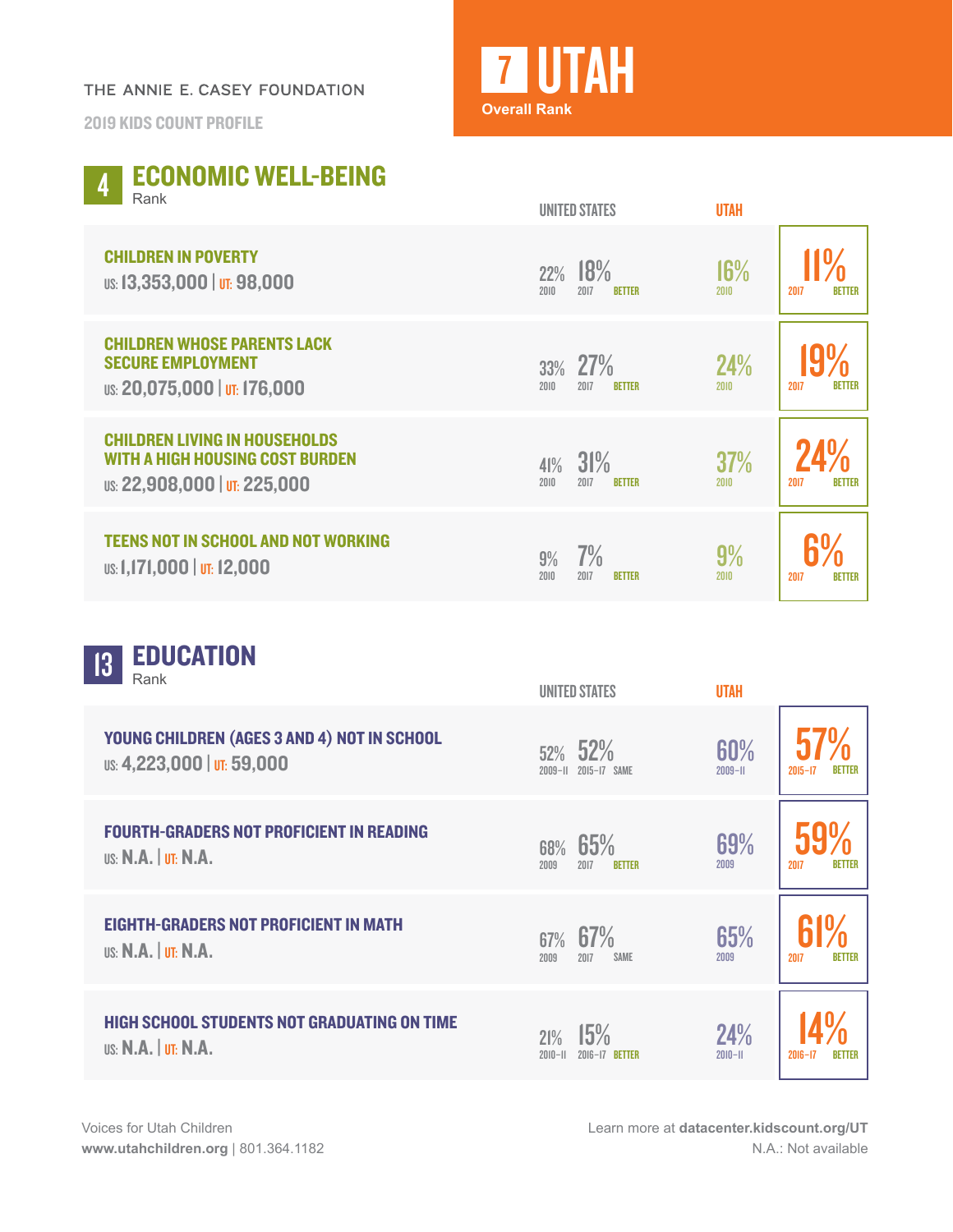THE ANNIE E. CASEY FOUNDATION

2019 KIDS COUNT PROFILE

# 7 UTAH

Overall Rank

## 4 ECONOMIC WELL-BEING

Rank

| Indicator | United States 2010 | United States 2017 | | Utah 2010 | Utah 2017 | |
|---|---|---|---|---|---|---|
| **CHILDREN IN POVERTY** US: 13,353,000 \| UT: 98,000 | 22% | 18% | BETTER | 16% | 11% | BETTER |
| **CHILDREN WHOSE PARENTS LACK SECURE EMPLOYMENT** US: 20,075,000 \| UT: 176,000 | 33% | 27% | BETTER | 24% | 19% | BETTER |
| **CHILDREN LIVING IN HOUSEHOLDS WITH A HIGH HOUSING COST BURDEN** US: 22,908,000 \| UT: 225,000 | 41% | 31% | BETTER | 37% | 24% | BETTER |
| **TEENS NOT IN SCHOOL AND NOT WORKING** US: 1,171,000 \| UT: 12,000 | 9% | 7% | BETTER | 9% | 6% | BETTER |

## 13 EDUCATION

Rank

| Indicator | United States (earlier) | United States (recent) | | Utah (earlier) | Utah (recent) | |
|---|---|---|---|---|---|---|
| **YOUNG CHILDREN (AGES 3 AND 4) NOT IN SCHOOL** US: 4,223,000 \| UT: 59,000 | 52% (2009–11) | 52% (2015–17) | SAME | 60% (2009–11) | 57% (2015–17) | BETTER |
| **FOURTH-GRADERS NOT PROFICIENT IN READING** US: N.A. \| UT: N.A. | 68% (2009) | 65% (2017) | BETTER | 69% (2009) | 59% (2017) | BETTER |
| **EIGHTH-GRADERS NOT PROFICIENT IN MATH** US: N.A. \| UT: N.A. | 67% (2009) | 67% (2017) | SAME | 65% (2009) | 61% (2017) | BETTER |
| **HIGH SCHOOL STUDENTS NOT GRADUATING ON TIME** US: N.A. \| UT: N.A. | 21% (2010–11) | 15% (2016–17) | BETTER | 24% (2010–11) | 14% (2016–17) | BETTER |

Voices for Utah Children
**www.utahchildren.org** | 801.364.1182

Learn more at **datacenter.kidscount.org/UT**
N.A.: Not available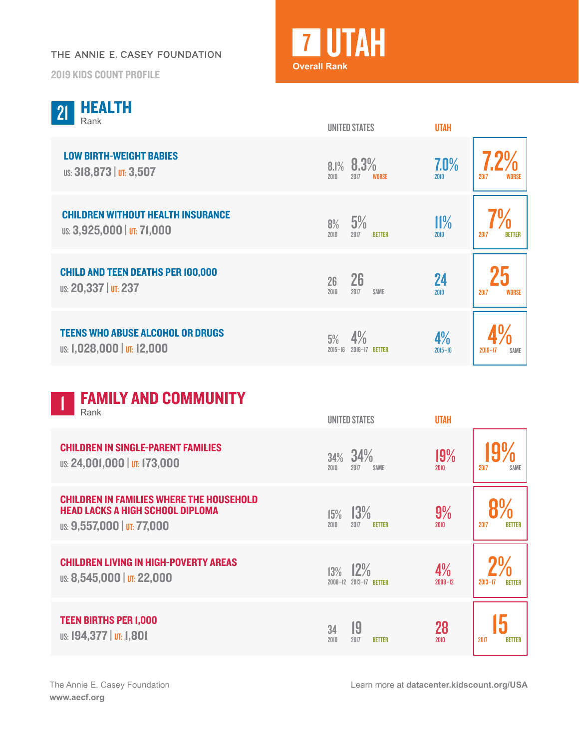THE ANNIE E. CASEY FOUNDATION

2019 KIDS COUNT PROFILE

# 7 UTAH

Overall Rank

## 21 HEALTH
Rank

| | UNITED STATES | | | UTAH | |
|---|---|---|---|---|---|
| **LOW BIRTH-WEIGHT BABIES** US: 318,873 \| UT: 3,507 | 8.1% (2010) | 8.3% (2017) | WORSE | 7.0% (2010) | 7.2% (2017) WORSE |
| **CHILDREN WITHOUT HEALTH INSURANCE** US: 3,925,000 \| UT: 71,000 | 8% (2010) | 5% (2017) | BETTER | 11% (2010) | 7% (2017) BETTER |
| **CHILD AND TEEN DEATHS PER 100,000** US: 20,337 \| UT: 237 | 26 (2010) | 26 (2017) | SAME | 24 (2010) | 25 (2017) WORSE |
| **TEENS WHO ABUSE ALCOHOL OR DRUGS** US: 1,028,000 \| UT: 12,000 | 5% (2015–16) | 4% (2016–17) | BETTER | 4% (2015–16) | 4% (2016–17) SAME |

## 1 FAMILY AND COMMUNITY
Rank

| | UNITED STATES | | | UTAH | |
|---|---|---|---|---|---|
| **CHILDREN IN SINGLE-PARENT FAMILIES** US: 24,001,000 \| UT: 173,000 | 34% (2010) | 34% (2017) | SAME | 19% (2010) | 19% (2017) SAME |
| **CHILDREN IN FAMILIES WHERE THE HOUSEHOLD HEAD LACKS A HIGH SCHOOL DIPLOMA** US: 9,557,000 \| UT: 77,000 | 15% (2010) | 13% (2017) | BETTER | 9% (2010) | 8% (2017) BETTER |
| **CHILDREN LIVING IN HIGH-POVERTY AREAS** US: 8,545,000 \| UT: 22,000 | 13% (2008–12) | 12% (2013–17) | BETTER | 4% (2008–12) | 2% (2013–17) BETTER |
| **TEEN BIRTHS PER 1,000** US: 194,377 \| UT: 1,801 | 34 (2010) | 19 (2017) | BETTER | 28 (2010) | 15 (2017) BETTER |

The Annie E. Casey Foundation
**www.aecf.org**

Learn more at **datacenter.kidscount.org/USA**